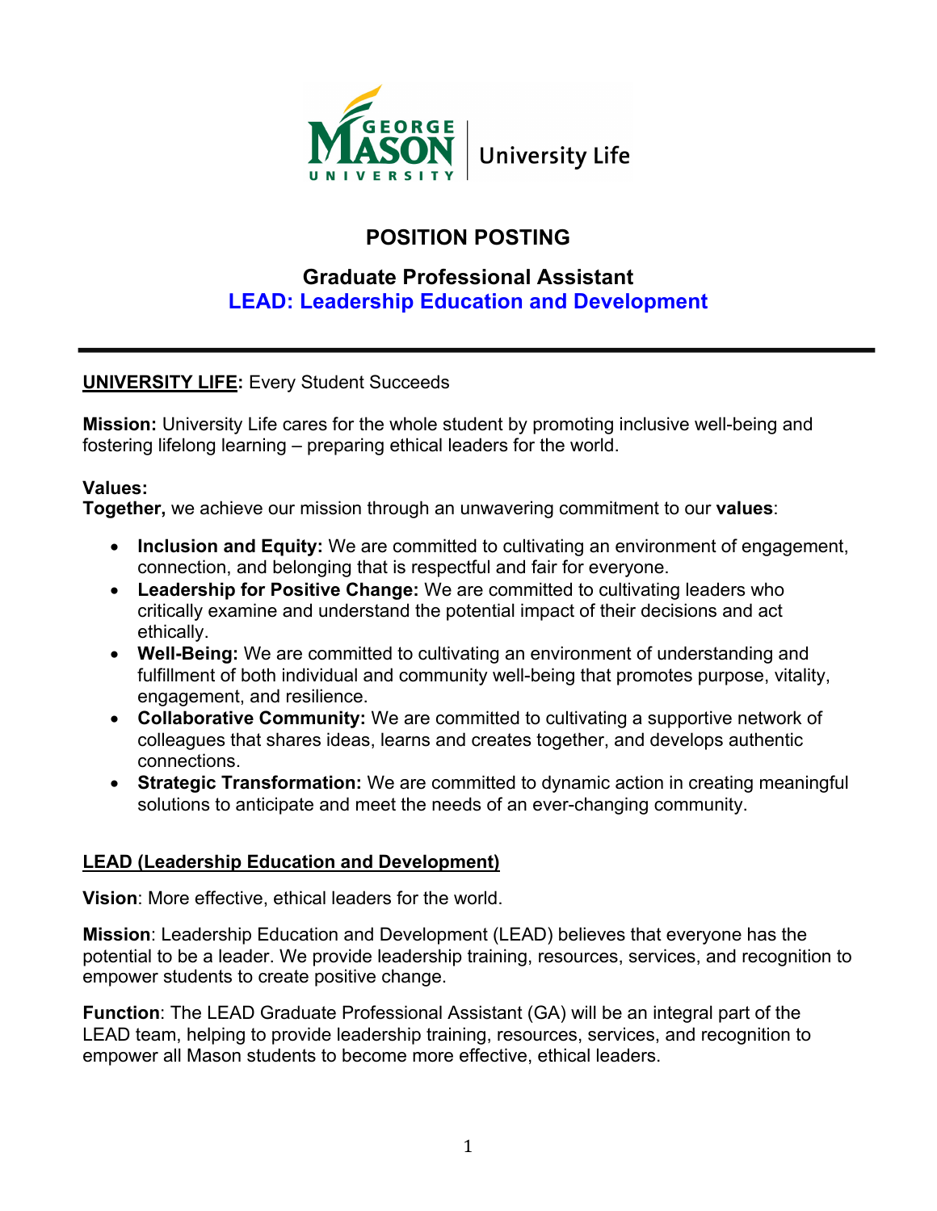George Mason University | University Life

# POSITION POSTING

## Graduate Professional Assistant
## LEAD: Leadership Education and Development

---

**UNIVERSITY LIFE:** Every Student Succeeds

**Mission:** University Life cares for the whole student by promoting inclusive well-being and fostering lifelong learning – preparing ethical leaders for the world.

**Values:**
**Together,** we achieve our mission through an unwavering commitment to our **values**:

- **Inclusion and Equity:** We are committed to cultivating an environment of engagement, connection, and belonging that is respectful and fair for everyone.
- **Leadership for Positive Change:** We are committed to cultivating leaders who critically examine and understand the potential impact of their decisions and act ethically.
- **Well-Being:** We are committed to cultivating an environment of understanding and fulfillment of both individual and community well-being that promotes purpose, vitality, engagement, and resilience.
- **Collaborative Community:** We are committed to cultivating a supportive network of colleagues that shares ideas, learns and creates together, and develops authentic connections.
- **Strategic Transformation:** We are committed to dynamic action in creating meaningful solutions to anticipate and meet the needs of an ever-changing community.

**LEAD (Leadership Education and Development)**

**Vision**: More effective, ethical leaders for the world.

**Mission**: Leadership Education and Development (LEAD) believes that everyone has the potential to be a leader. We provide leadership training, resources, services, and recognition to empower students to create positive change.

**Function**: The LEAD Graduate Professional Assistant (GA) will be an integral part of the LEAD team, helping to provide leadership training, resources, services, and recognition to empower all Mason students to become more effective, ethical leaders.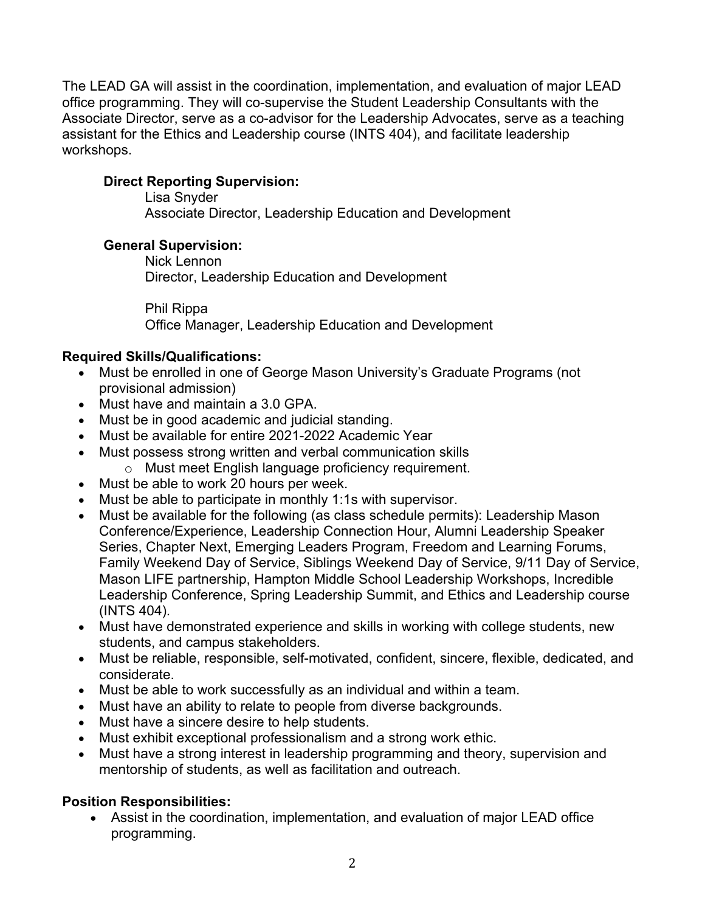The LEAD GA will assist in the coordination, implementation, and evaluation of major LEAD office programming. They will co-supervise the Student Leadership Consultants with the Associate Director, serve as a co-advisor for the Leadership Advocates, serve as a teaching assistant for the Ethics and Leadership course (INTS 404), and facilitate leadership workshops.

**Direct Reporting Supervision:**

Lisa Snyder
Associate Director, Leadership Education and Development

**General Supervision:**

Nick Lennon
Director, Leadership Education and Development

Phil Rippa
Office Manager, Leadership Education and Development

**Required Skills/Qualifications:**

- Must be enrolled in one of George Mason University's Graduate Programs (not provisional admission)
- Must have and maintain a 3.0 GPA.
- Must be in good academic and judicial standing.
- Must be available for entire 2021-2022 Academic Year
- Must possess strong written and verbal communication skills
  - Must meet English language proficiency requirement.
- Must be able to work 20 hours per week.
- Must be able to participate in monthly 1:1s with supervisor.
- Must be available for the following (as class schedule permits): Leadership Mason Conference/Experience, Leadership Connection Hour, Alumni Leadership Speaker Series, Chapter Next, Emerging Leaders Program, Freedom and Learning Forums, Family Weekend Day of Service, Siblings Weekend Day of Service, 9/11 Day of Service, Mason LIFE partnership, Hampton Middle School Leadership Workshops, Incredible Leadership Conference, Spring Leadership Summit, and Ethics and Leadership course (INTS 404).
- Must have demonstrated experience and skills in working with college students, new students, and campus stakeholders.
- Must be reliable, responsible, self-motivated, confident, sincere, flexible, dedicated, and considerate.
- Must be able to work successfully as an individual and within a team.
- Must have an ability to relate to people from diverse backgrounds.
- Must have a sincere desire to help students.
- Must exhibit exceptional professionalism and a strong work ethic.
- Must have a strong interest in leadership programming and theory, supervision and mentorship of students, as well as facilitation and outreach.

**Position Responsibilities:**

- Assist in the coordination, implementation, and evaluation of major LEAD office programming.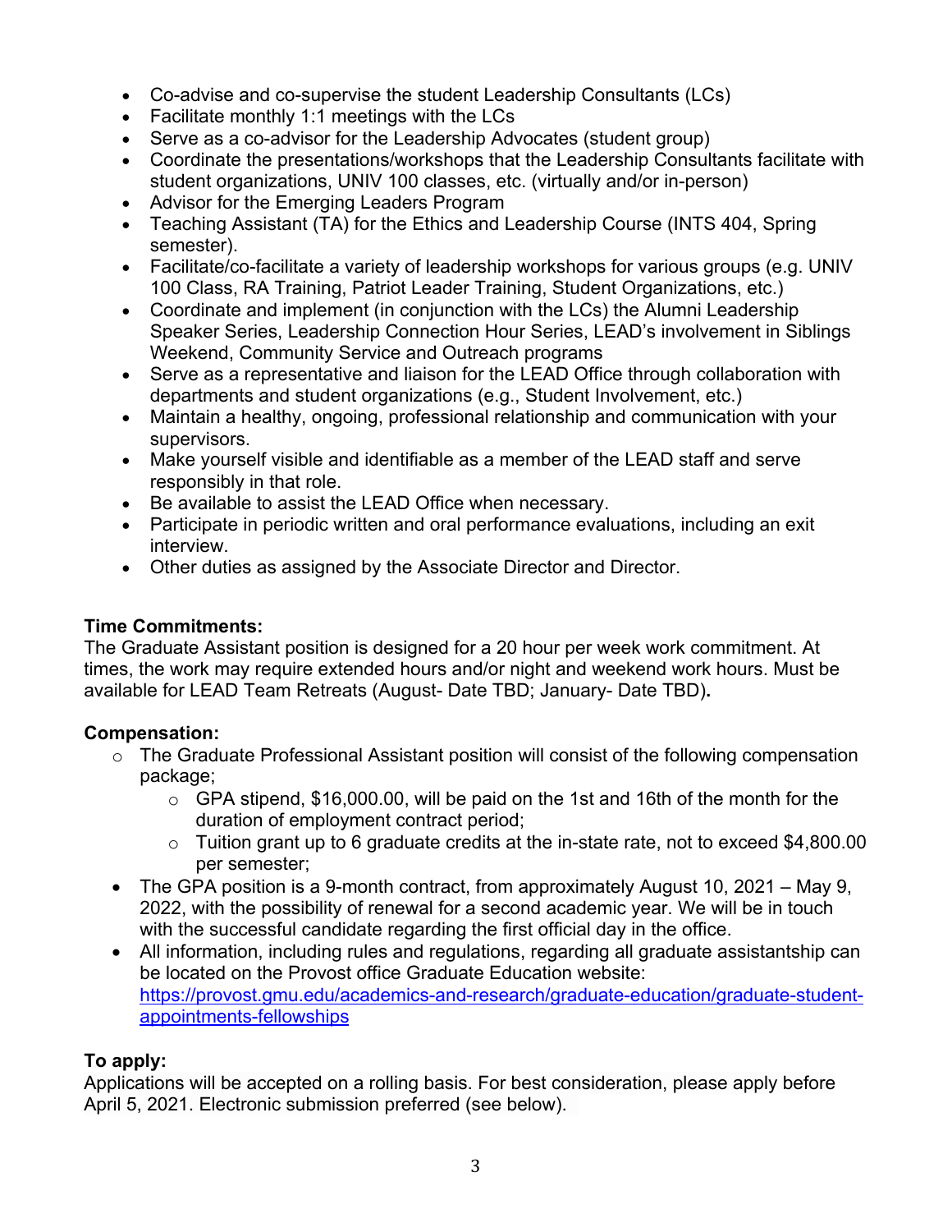- Co-advise and co-supervise the student Leadership Consultants (LCs)
- Facilitate monthly 1:1 meetings with the LCs
- Serve as a co-advisor for the Leadership Advocates (student group)
- Coordinate the presentations/workshops that the Leadership Consultants facilitate with student organizations, UNIV 100 classes, etc. (virtually and/or in-person)
- Advisor for the Emerging Leaders Program
- Teaching Assistant (TA) for the Ethics and Leadership Course (INTS 404, Spring semester).
- Facilitate/co-facilitate a variety of leadership workshops for various groups (e.g. UNIV 100 Class, RA Training, Patriot Leader Training, Student Organizations, etc.)
- Coordinate and implement (in conjunction with the LCs) the Alumni Leadership Speaker Series, Leadership Connection Hour Series, LEAD's involvement in Siblings Weekend, Community Service and Outreach programs
- Serve as a representative and liaison for the LEAD Office through collaboration with departments and student organizations (e.g., Student Involvement, etc.)
- Maintain a healthy, ongoing, professional relationship and communication with your supervisors.
- Make yourself visible and identifiable as a member of the LEAD staff and serve responsibly in that role.
- Be available to assist the LEAD Office when necessary.
- Participate in periodic written and oral performance evaluations, including an exit interview.
- Other duties as assigned by the Associate Director and Director.

**Time Commitments:**
The Graduate Assistant position is designed for a 20 hour per week work commitment. At times, the work may require extended hours and/or night and weekend work hours. Must be available for LEAD Team Retreats (August- Date TBD; January- Date TBD)**.**

**Compensation:**

- The Graduate Professional Assistant position will consist of the following compensation package;
  - GPA stipend, $16,000.00, will be paid on the 1st and 16th of the month for the duration of employment contract period;
  - Tuition grant up to 6 graduate credits at the in-state rate, not to exceed $4,800.00 per semester;
- The GPA position is a 9-month contract, from approximately August 10, 2021 – May 9, 2022, with the possibility of renewal for a second academic year. We will be in touch with the successful candidate regarding the first official day in the office.
- All information, including rules and regulations, regarding all graduate assistantship can be located on the Provost office Graduate Education website: [https://provost.gmu.edu/academics-and-research/graduate-education/graduate-student-appointments-fellowships](https://provost.gmu.edu/academics-and-research/graduate-education/graduate-student-appointments-fellowships)

**To apply:**
Applications will be accepted on a rolling basis. For best consideration, please apply before April 5, 2021. Electronic submission preferred (see below).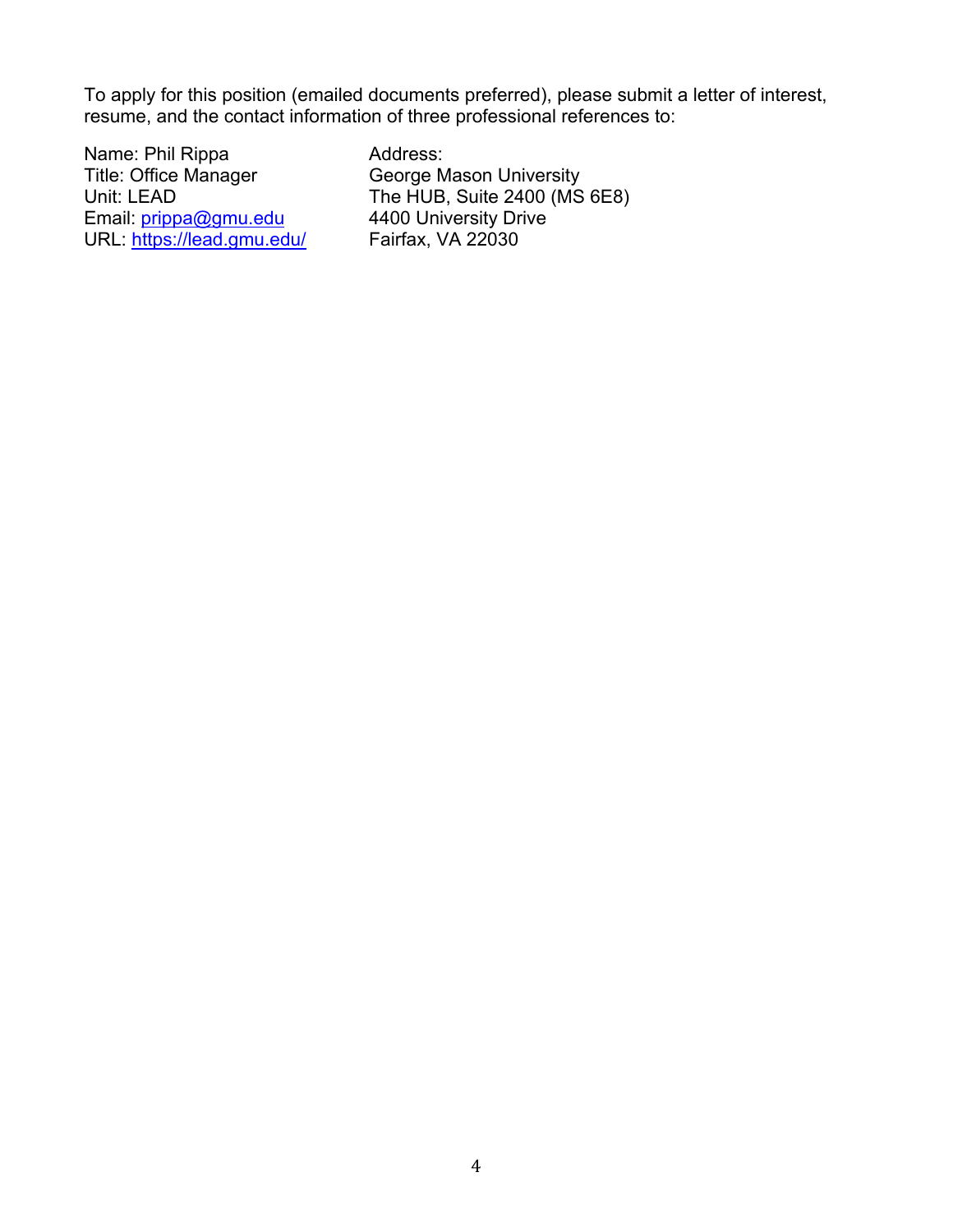To apply for this position (emailed documents preferred), please submit a letter of interest, resume, and the contact information of three professional references to:

Name: Phil Rippa
Title: Office Manager
Unit: LEAD
Email: prippa@gmu.edu
URL: https://lead.gmu.edu/

Address:
George Mason University
The HUB, Suite 2400 (MS 6E8)
4400 University Drive
Fairfax, VA 22030